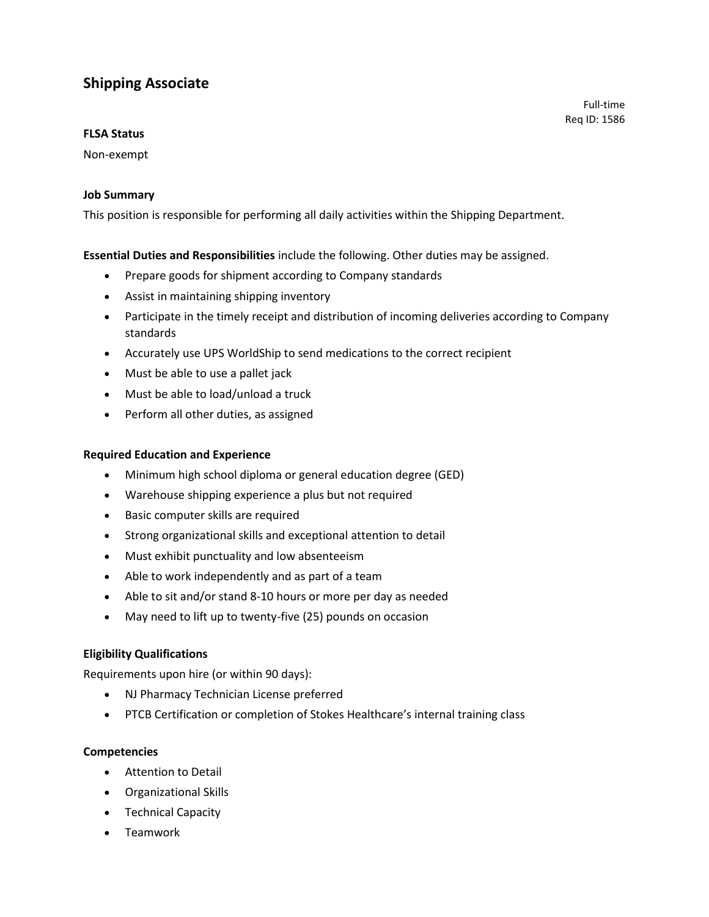# Shipping Associate

Full-time
Req ID: 1586

**FLSA Status**

Non-exempt

**Job Summary**

This position is responsible for performing all daily activities within the Shipping Department.

**Essential Duties and Responsibilities** include the following. Other duties may be assigned.

- Prepare goods for shipment according to Company standards
- Assist in maintaining shipping inventory
- Participate in the timely receipt and distribution of incoming deliveries according to Company standards
- Accurately use UPS WorldShip to send medications to the correct recipient
- Must be able to use a pallet jack
- Must be able to load/unload a truck
- Perform all other duties, as assigned

**Required Education and Experience**

- Minimum high school diploma or general education degree (GED)
- Warehouse shipping experience a plus but not required
- Basic computer skills are required
- Strong organizational skills and exceptional attention to detail
- Must exhibit punctuality and low absenteeism
- Able to work independently and as part of a team
- Able to sit and/or stand 8-10 hours or more per day as needed
- May need to lift up to twenty-five (25) pounds on occasion

**Eligibility Qualifications**

Requirements upon hire (or within 90 days):

- NJ Pharmacy Technician License preferred
- PTCB Certification or completion of Stokes Healthcare's internal training class

**Competencies**

- Attention to Detail
- Organizational Skills
- Technical Capacity
- Teamwork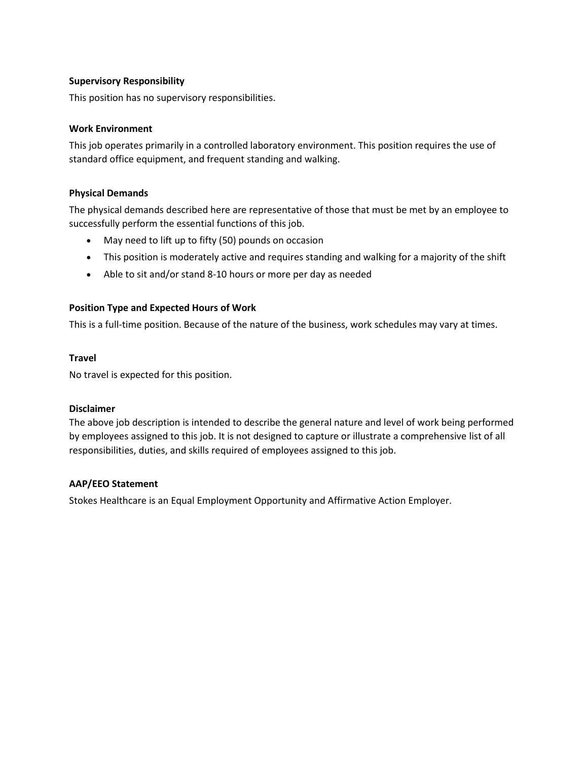**Supervisory Responsibility**

This position has no supervisory responsibilities.

**Work Environment**

This job operates primarily in a controlled laboratory environment. This position requires the use of standard office equipment, and frequent standing and walking.

**Physical Demands**

The physical demands described here are representative of those that must be met by an employee to successfully perform the essential functions of this job.

- May need to lift up to fifty (50) pounds on occasion
- This position is moderately active and requires standing and walking for a majority of the shift
- Able to sit and/or stand 8-10 hours or more per day as needed

**Position Type and Expected Hours of Work**

This is a full-time position. Because of the nature of the business, work schedules may vary at times.

**Travel**

No travel is expected for this position.

**Disclaimer**

The above job description is intended to describe the general nature and level of work being performed by employees assigned to this job. It is not designed to capture or illustrate a comprehensive list of all responsibilities, duties, and skills required of employees assigned to this job.

**AAP/EEO Statement**

Stokes Healthcare is an Equal Employment Opportunity and Affirmative Action Employer.